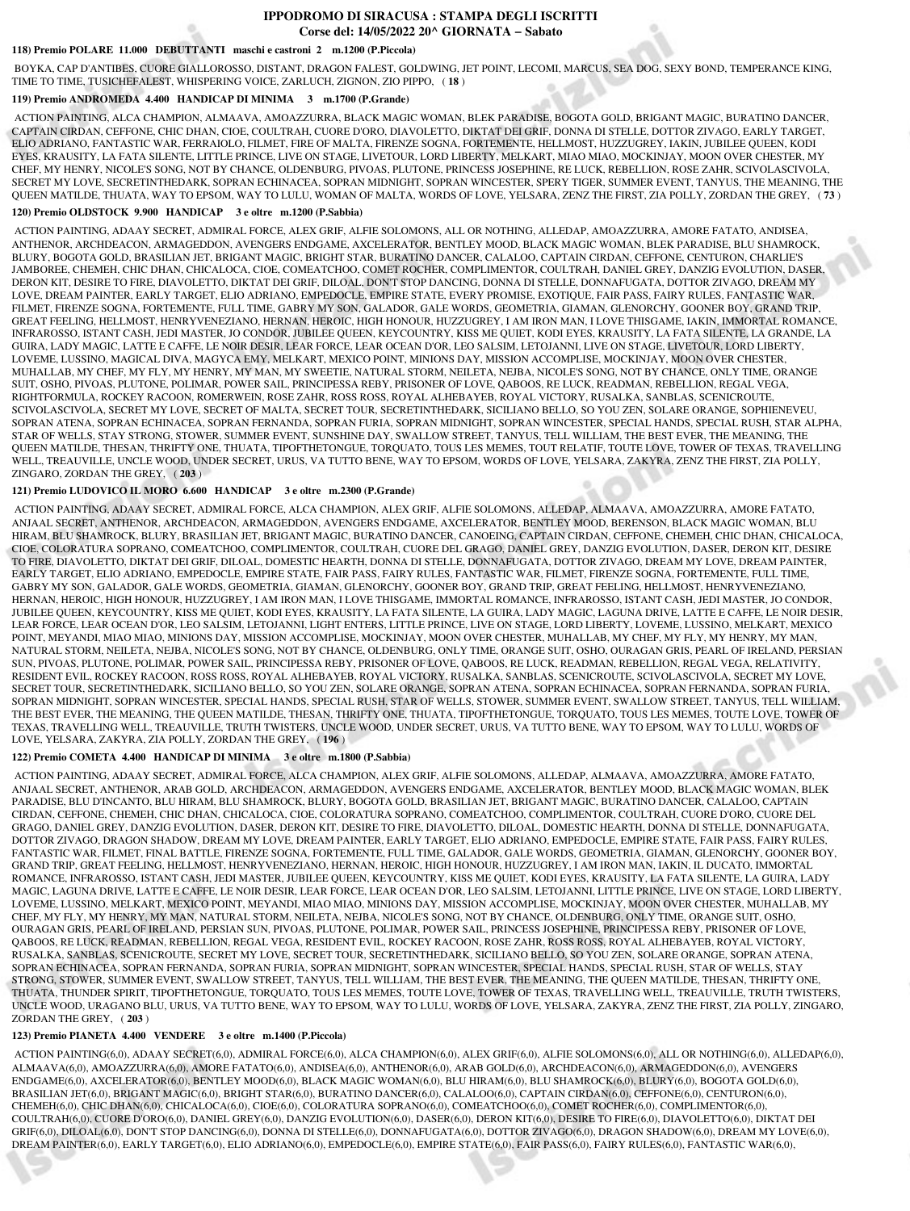# IPPODROMO DI SIRACUSA : STAMPA DEGLI ISCRITTI

## Corse del: 14/05/2022 20^ GIORNATA – Sabato

**118) Premio POLARE 11.000 DEBUTTANTI maschi e castroni 2 m.1200 (P.Piccola)**

BOYKA, CAP D'ANTIBES, CUORE GIALLOROSSO, DISTANT, DRAGON FALEST, GOLDWING, JET POINT, LECOMI, MARCUS, SEA DOG, SEXY BOND, TEMPERANCE KING, TIME TO TIME, TUSICHEFALEST, WHISPERING VOICE, ZARLUCH, ZIGNON, ZIO PIPPO, ( **18** )

**119) Premio ANDROMEDA 4.400 HANDICAP DI MINIMA 3 m.1700 (P.Grande)**

ACTION PAINTING, ALCA CHAMPION, ALMAAVA, AMOAZZURRA, BLACK MAGIC WOMAN, BLEK PARADISE, BOGOTA GOLD, BRIGANT MAGIC, BURATINO DANCER, CAPTAIN CIRDAN, CEFFONE, CHIC DHAN, CIOE, COULTRAH, CUORE D'ORO, DIAVOLETTO, DIKTAT DEI GRIF, DONNA DI STELLE, DOTTOR ZIVAGO, EARLY TARGET, ELIO ADRIANO, FANTASTIC WAR, FERRAIOLO, FILMET, FIRE OF MALTA, FIRENZE SOGNA, FORTEMENTE, HELLMOST, HUZZUGREY, IAKIN, JUBILEE QUEEN, KODI EYES, KRAUSITY, LA FATA SILENTE, LITTLE PRINCE, LIVE ON STAGE, LIVETOUR, LORD LIBERTY, MELKART, MIAO MIAO, MOCKINJAY, MOON OVER CHESTER, MY CHEF, MY HENRY, NICOLE'S SONG, NOT BY CHANCE, OLDENBURG, PIVOAS, PLUTONE, PRINCESS JOSEPHINE, RE LUCK, REBELLION, ROSE ZAHR, SCIVOLASCIVOLA, SECRET MY LOVE, SECRETINTHEDARK, SOPRAN ECHINACEA, SOPRAN MIDNIGHT, SOPRAN WINCESTER, SPERY TIGER, SUMMER EVENT, TANYUS, THE MEANING, THE QUEEN MATILDE, THUATA, WAY TO EPSOM, WAY TO LULU, WOMAN OF MALTA, WORDS OF LOVE, YELSARA, ZENZ THE FIRST, ZIA POLLY, ZORDAN THE GREY, ( **73** )

**120) Premio OLDSTOCK 9.900 HANDICAP 3 e oltre m.1200 (P.Sabbia)**

ACTION PAINTING, ADAAY SECRET, ADMIRAL FORCE, ALEX GRIF, ALFIE SOLOMONS, ALL OR NOTHING, ALLEDAP, AMOAZZURRA, AMORE FATATO, ANDISEA, ANTHENOR, ARCHDEACON, ARMAGEDDON, AVENGERS ENDGAME, AXCELERATOR, BENTLEY MOOD, BLACK MAGIC WOMAN, BLEK PARADISE, BLU SHAMROCK, BLURY, BOGOTA GOLD, BRASILIAN JET, BRIGANT MAGIC, BRIGHT STAR, BURATINO DANCER, CALALOO, CAPTAIN CIRDAN, CEFFONE, CENTURON, CHARLIE'S JAMBOREE, CHEMEH, CHIC DHAN, CHICALOCA, CIOE, COMEATCHOO, COMET ROCHER, COMPLIMENTOR, COULTRAH, DANIEL GREY, DANZIG EVOLUTION, DASER, DERON KIT, DESIRE TO FIRE, DIAVOLETTO, DIKTAT DEI GRIF, DILOAL, DON'T STOP DANCING, DONNA DI STELLE, DONNAFUGATA, DOTTOR ZIVAGO, DREAM MY LOVE, DREAM PAINTER, EARLY TARGET, ELIO ADRIANO, EMPEDOCLE, EMPIRE STATE, EVERY PROMISE, EXOTIQUE, FAIR PASS, FAIRY RULES, FANTASTIC WAR, FILMET, FIRENZE SOGNA, FORTEMENTE, FULL TIME, GABRY MY SON, GALADOR, GALE WORDS, GEOMETRIA, GIAMAN, GLENORCHY, GOONER BOY, GRAND TRIP, GREAT FEELING, HELLMOST, HENRYVENEZIANO, HERNAN, HEROIC, HIGH HONOUR, HUZZUGREY, I AM IRON MAN, I LOVE THISGAME, IAKIN, IMMORTAL ROMANCE, INFRAROSSO, ISTANT CASH, JEDI MASTER, JO CONDOR, JUBILEE QUEEN, KEYCOUNTRY, KISS ME QUIET, KODI EYES, KRAUSITY, LA FATA SILENTE, LA GRANDE, LA GUIRA, LADY MAGIC, LATTE E CAFFE, LE NOIR DESIR, LEAR FORCE, LEAR OCEAN D'OR, LEO SALSIM, LETOJANNI, LIVE ON STAGE, LIVETOUR, LORD LIBERTY, LOVEME, LUSSINO, MAGICAL DIVA, MAGYCA EMY, MELKART, MEXICO POINT, MINIONS DAY, MISSION ACCOMPLISE, MOCKINJAY, MOON OVER CHESTER, MUHALLAB, MY CHEF, MY FLY, MY HENRY, MY MAN, MY SWEETIE, NATURAL STORM, NEILETA, NEJBA, NICOLE'S SONG, NOT BY CHANCE, ONLY TIME, ORANGE SUIT, OSHO, PIVOAS, PLUTONE, POLIMAR, POWER SAIL, PRINCIPESSA REBY, PRISONER OF LOVE, QABOOS, RE LUCK, READMAN, REBELLION, REGAL VEGA, RIGHTFORMULA, ROCKEY RACOON, ROMERWEIN, ROSE ZAHR, ROSS ROSS, ROYAL ALHEBAYEB, ROYAL VICTORY, RUSALKA, SANBLAS, SCENICROUTE, SCIVOLASCIVOLA, SECRET MY LOVE, SECRET OF MALTA, SECRET TOUR, SECRETINTHEDARK, SICILIANO BELLO, SO YOU ZEN, SOLARE ORANGE, SOPHIENEVEU, SOPRAN ATENA, SOPRAN ECHINACEA, SOPRAN FERNANDA, SOPRAN FURIA, SOPRAN MIDNIGHT, SOPRAN WINCESTER, SPECIAL HANDS, SPECIAL RUSH, STAR ALPHA, STAR OF WELLS, STAY STRONG, STOWER, SUMMER EVENT, SUNSHINE DAY, SWALLOW STREET, TANYUS, TELL WILLIAM, THE BEST EVER, THE MEANING, THE QUEEN MATILDE, THESAN, THRIFTY ONE, THUATA, TIPOFTHETONGUE, TORQUATO, TOUS LES MEMES, TOUT RELATIF, TOUTE LOVE, TOWER OF TEXAS, TRAVELLING WELL, TREAUVILLE, UNCLE WOOD, UNDER SECRET, URUS, VA TUTTO BENE, WAY TO EPSOM, WORDS OF LOVE, YELSARA, ZAKYRA, ZENZ THE FIRST, ZIA POLLY, ZINGARO, ZORDAN THE GREY, ( **203** )

**121) Premio LUDOVICO IL MORO 6.600 HANDICAP 3 e oltre m.2300 (P.Grande)**

ACTION PAINTING, ADAAY SECRET, ADMIRAL FORCE, ALCA CHAMPION, ALEX GRIF, ALFIE SOLOMONS, ALLEDAP, ALMAAVA, AMOAZZURRA, AMORE FATATO, ANJAAL SECRET, ANTHENOR, ARCHDEACON, ARMAGEDDON, AVENGERS ENDGAME, AXCELERATOR, BENTLEY MOOD, BERENSON, BLACK MAGIC WOMAN, BLU HIRAM, BLU SHAMROCK, BLURY, BRASILIAN JET, BRIGANT MAGIC, BURATINO DANCER, CANOEING, CAPTAIN CIRDAN, CEFFONE, CHEMEH, CHIC DHAN, CHICALOCA, CIOE, COLORATURA SOPRANO, COMEATCHOO, COMPLIMENTOR, COULTRAH, CUORE DEL GRAGO, DANIEL GREY, DANZIG EVOLUTION, DASER, DERON KIT, DESIRE TO FIRE, DIAVOLETTO, DIKTAT DEI GRIF, DILOAL, DOMESTIC HEARTH, DONNA DI STELLE, DONNAFUGATA, DOTTOR ZIVAGO, DREAM MY LOVE, DREAM PAINTER, EARLY TARGET, ELIO ADRIANO, EMPEDOCLE, EMPIRE STATE, FAIR PASS, FAIRY RULES, FANTASTIC WAR, FILMET, FIRENZE SOGNA, FORTEMENTE, FULL TIME, GABRY MY SON, GALADOR, GALE WORDS, GEOMETRIA, GIAMAN, GLENORCHY, GOONER BOY, GRAND TRIP, GREAT FEELING, HELLMOST, HENRYVENEZIANO, HERNAN, HEROIC, HIGH HONOUR, HUZZUGREY, I AM IRON MAN, I LOVE THISGAME, IMMORTAL ROMANCE, INFRAROSSO, ISTANT CASH, JEDI MASTER, JO CONDOR, JUBILEE QUEEN, KEYCOUNTRY, KISS ME QUIET, KODI EYES, KRAUSITY, LA FATA SILENTE, LA GUIRA, LADY MAGIC, LAGUNA DRIVE, LATTE E CAFFE, LE NOIR DESIR, LEAR FORCE, LEAR OCEAN D'OR, LEO SALSIM, LETOJANNI, LIGHT ENTERS, LITTLE PRINCE, LIVE ON STAGE, LORD LIBERTY, LOVEME, LUSSINO, MELKART, MEXICO POINT, MEYANDI, MIAO MIAO, MINIONS DAY, MISSION ACCOMPLISE, MOCKINJAY, MOON OVER CHESTER, MUHALLAB, MY CHEF, MY FLY, MY HENRY, MY MAN, NATURAL STORM, NEILETA, NEJBA, NICOLE'S SONG, NOT BY CHANCE, OLDENBURG, ONLY TIME, ORANGE SUIT, OSHO, OURAGAN GRIS, PEARL OF IRELAND, PERSIAN SUN, PIVOAS, PLUTONE, POLIMAR, POWER SAIL, PRINCIPESSA REBY, PRISONER OF LOVE, QABOOS, RE LUCK, READMAN, REBELLION, REGAL VEGA, RELATIVITY, RESIDENT EVIL, ROCKEY RACOON, ROSS ROSS, ROYAL ALHEBAYEB, ROYAL VICTORY, RUSALKA, SANBLAS, SCENICROUTE, SCIVOLASCIVOLA, SECRET MY LOVE, SECRET TOUR, SECRETINTHEDARK, SICILIANO BELLO, SO YOU ZEN, SOLARE ORANGE, SOPRAN ATENA, SOPRAN ECHINACEA, SOPRAN FERNANDA, SOPRAN FURIA, SOPRAN MIDNIGHT, SOPRAN WINCESTER, SPECIAL HANDS, SPECIAL RUSH, STAR OF WELLS, STOWER, SUMMER EVENT, SWALLOW STREET, TANYUS, TELL WILLIAM, THE BEST EVER, THE MEANING, THE QUEEN MATILDE, THESAN, THRIFTY ONE, THUATA, TIPOFTHETONGUE, TORQUATO, TOUS LES MEMES, TOUTE LOVE, TOWER OF TEXAS, TRAVELLING WELL, TREAUVILLE, TRUTH TWISTERS, UNCLE WOOD, UNDER SECRET, URUS, VA TUTTO BENE, WAY TO EPSOM, WAY TO LULU, WORDS OF LOVE, YELSARA, ZAKYRA, ZIA POLLY, ZORDAN THE GREY, ( **196** )

**122) Premio COMETA 4.400 HANDICAP DI MINIMA 3 e oltre m.1800 (P.Sabbia)**

ACTION PAINTING, ADAAY SECRET, ADMIRAL FORCE, ALCA CHAMPION, ALEX GRIF, ALFIE SOLOMONS, ALLEDAP, ALMAAVA, AMOAZZURRA, AMORE FATATO, ANJAAL SECRET, ANTHENOR, ARAB GOLD, ARCHDEACON, ARMAGEDDON, AVENGERS ENDGAME, AXCELERATOR, BENTLEY MOOD, BLACK MAGIC WOMAN, BLEK PARADISE, BLU D'INCANTO, BLU HIRAM, BLU SHAMROCK, BLURY, BOGOTA GOLD, BRASILIAN JET, BRIGANT MAGIC, BURATINO DANCER, CALALOO, CAPTAIN CIRDAN, CEFFONE, CHEMEH, CHIC DHAN, CHICALOCA, CIOE, COLORATURA SOPRANO, COMEATCHOO, COMPLIMENTOR, COULTRAH, CUORE D'ORO, CUORE DEL GRAGO, DANIEL GREY, DANZIG EVOLUTION, DASER, DERON KIT, DESIRE TO FIRE, DIAVOLETTO, DILOAL, DOMESTIC HEARTH, DONNA DI STELLE, DONNAFUGATA, DOTTOR ZIVAGO, DRAGON SHADOW, DREAM MY LOVE, DREAM PAINTER, EARLY TARGET, ELIO ADRIANO, EMPEDOCLE, EMPIRE STATE, FAIR PASS, FAIRY RULES, FANTASTIC WAR, FILMET, FINAL BATTLE, FIRENZE SOGNA, FORTEMENTE, FULL TIME, GALADOR, GALE WORDS, GEOMETRIA, GIAMAN, GLENORCHY, GOONER BOY, GRAND TRIP, GREAT FEELING, HELLMOST, HENRYVENEZIANO, HERNAN, HEROIC, HIGH HONOUR, HUZZUGREY, I AM IRON MAN, IAKIN, IL DUCATO, IMMORTAL ROMANCE, INFRAROSSO, ISTANT CASH, JEDI MASTER, JUBILEE QUEEN, KEYCOUNTRY, KISS ME QUIET, KODI EYES, KRAUSITY, LA FATA SILENTE, LA GUIRA, LADY MAGIC, LAGUNA DRIVE, LATTE E CAFFE, LE NOIR DESIR, LEAR FORCE, LEAR OCEAN D'OR, LEO SALSIM, LETOJANNI, LITTLE PRINCE, LIVE ON STAGE, LORD LIBERTY, LOVEME, LUSSINO, MELKART, MEXICO POINT, MEYANDI, MIAO MIAO, MINIONS DAY, MISSION ACCOMPLISE, MOCKINJAY, MOON OVER CHESTER, MUHALLAB, MY CHEF, MY FLY, MY HENRY, MY MAN, NATURAL STORM, NEILETA, NEJBA, NICOLE'S SONG, NOT BY CHANCE, OLDENBURG, ONLY TIME, ORANGE SUIT, OSHO, OURAGAN GRIS, PEARL OF IRELAND, PERSIAN SUN, PIVOAS, PLUTONE, POLIMAR, POWER SAIL, PRINCESS JOSEPHINE, PRINCIPESSA REBY, PRISONER OF LOVE, QABOOS, RE LUCK, READMAN, REBELLION, REGAL VEGA, RESIDENT EVIL, ROCKEY RACOON, ROSE ZAHR, ROSS ROSS, ROYAL ALHEBAYEB, ROYAL VICTORY, RUSALKA, SANBLAS, SCENICROUTE, SECRET MY LOVE, SECRET TOUR, SECRETINTHEDARK, SICILIANO BELLO, SO YOU ZEN, SOLARE ORANGE, SOPRAN ATENA, SOPRAN ECHINACEA, SOPRAN FERNANDA, SOPRAN FURIA, SOPRAN MIDNIGHT, SOPRAN WINCESTER, SPECIAL HANDS, SPECIAL RUSH, STAR OF WELLS, STAY STRONG, STOWER, SUMMER EVENT, SWALLOW STREET, TANYUS, TELL WILLIAM, THE BEST EVER, THE MEANING, THE QUEEN MATILDE, THESAN, THRIFTY ONE, THUATA, THUNDER SPIRIT, TIPOFTHETONGUE, TORQUATO, TOUS LES MEMES, TOUTE LOVE, TOWER OF TEXAS, TRAVELLING WELL, TREAUVILLE, TRUTH TWISTERS, UNCLE WOOD, URAGANO BLU, URUS, VA TUTTO BENE, WAY TO EPSOM, WAY TO LULU, WORDS OF LOVE, YELSARA, ZAKYRA, ZENZ THE FIRST, ZIA POLLY, ZINGARO, ZORDAN THE GREY, ( **203** )

**123) Premio PIANETA 4.400 VENDERE 3 e oltre m.1400 (P.Piccola)**

ACTION PAINTING(6,0), ADAAY SECRET(6,0), ADMIRAL FORCE(6,0), ALCA CHAMPION(6,0), ALEX GRIF(6,0), ALFIE SOLOMONS(6,0), ALL OR NOTHING(6,0), ALLEDAP(6,0), ALMAAVA(6,0), AMOAZZURRA(6,0), AMORE FATATO(6,0), ANDISEA(6,0), ANTHENOR(6,0), ARAB GOLD(6,0), ARCHDEACON(6,0), ARMAGEDDON(6,0), AVENGERS ENDGAME(6,0), AXCELERATOR(6,0), BENTLEY MOOD(6,0), BLACK MAGIC WOMAN(6,0), BLU HIRAM(6,0), BLU SHAMROCK(6,0), BLURY(6,0), BOGOTA GOLD(6,0), BRASILIAN JET(6,0), BRIGANT MAGIC(6,0), BRIGHT STAR(6,0), BURATINO DANCER(6,0), CALALOO(6,0), CAPTAIN CIRDAN(6,0), CEFFONE(6,0), CENTURON(6,0), CHEMEH(6,0), CHIC DHAN(6,0), CHICALOCA(6,0), CIOE(6,0), COLORATURA SOPRANO(6,0), COMEATCHOO(6,0), COMET ROCHER(6,0), COMPLIMENTOR(6,0), COULTRAH(6,0), CUORE D'ORO(6,0), DANIEL GREY(6,0), DANZIG EVOLUTION(6,0), DASER(6,0), DERON KIT(6,0), DESIRE TO FIRE(6,0), DIAVOLETTO(6,0), DIKTAT DEI GRIF(6,0), DILOAL(6,0), DON'T STOP DANCING(6,0), DONNA DI STELLE(6,0), DONNAFUGATA(6,0), DOTTOR ZIVAGO(6,0), DRAGON SHADOW(6,0), DREAM MY LOVE(6,0), DREAM PAINTER(6,0), EARLY TARGET(6,0), ELIO ADRIANO(6,0), EMPEDOCLE(6,0), EMPIRE STATE(6,0), FAIR PASS(6,0), FAIRY RULES(6,0), FANTASTIC WAR(6,0),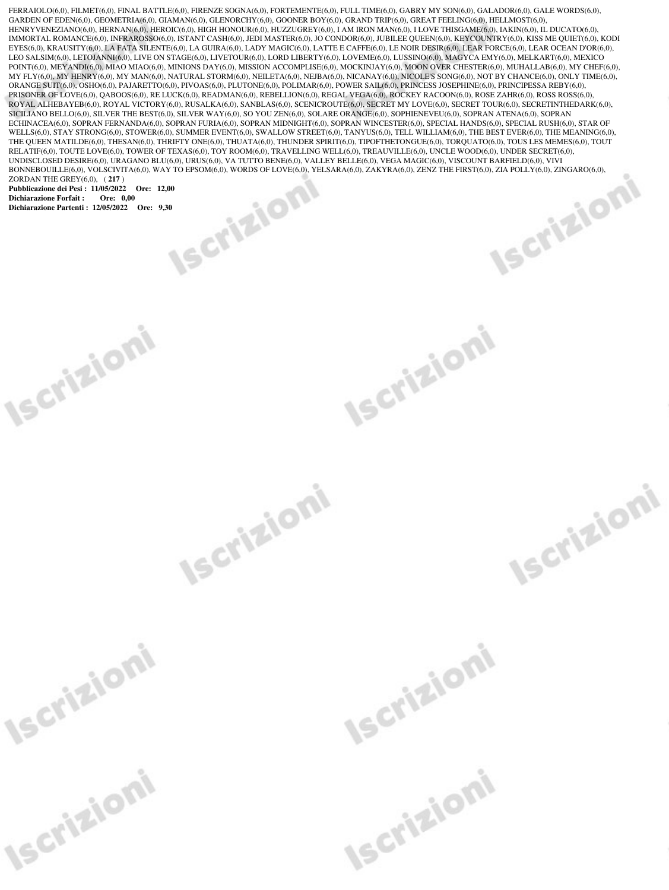FERRAIOLO(6,0), FILMET(6,0), FINAL BATTLE(6,0), FIRENZE SOGNA(6,0), FORTEMENTE(6,0), FULL TIME(6,0), GABRY MY SON(6,0), GALADOR(6,0), GALE WORDS(6,0), GARDEN OF EDEN(6,0), GEOMETRIA(6,0), GIAMAN(6,0), GLENORCHY(6,0), GOONER BOY(6,0), GRAND TRIP(6,0), GREAT FEELING(6,0), HELLMOST(6,0), HENRYVENEZIANO(6,0), HERNAN(6,0), HEROIC(6,0), HIGH HONOUR(6,0), HUZZUGREY(6,0), I AM IRON MAN(6,0), I LOVE THISGAME(6,0), IAKIN(6,0), IL DUCATO(6,0), IMMORTAL ROMANCE(6,0), INFRAROSSO(6,0), ISTANT CASH(6,0), JEDI MASTER(6,0), JO CONDOR(6,0), JUBILEE QUEEN(6,0), KEYCOUNTRY(6,0), KISS ME QUIET(6,0), KODI EYES(6,0), KRAUSITY(6,0), LA FATA SILENTE(6,0), LA GUIRA(6,0), LADY MAGIC(6,0), LATTE E CAFFE(6,0), LE NOIR DESIR(6,0), LEAR FORCE(6,0), LEAR OCEAN D'OR(6,0), LEO SALSIM(6,0), LETOJANNI(6,0), LIVE ON STAGE(6,0), LIVETOUR(6,0), LORD LIBERTY(6,0), LOVEME(6,0), LUSSINO(6,0), MAGYCA EMY(6,0), MELKART(6,0), MEXICO POINT(6,0), MEYANDI(6,0), MIAO MIAO(6,0), MINIONS DAY(6,0), MISSION ACCOMPLISE(6,0), MOCKINJAY(6,0), MOON OVER CHESTER(6,0), MUHALLAB(6,0), MY CHEF(6,0), MY FLY(6,0), MY HENRY(6,0), MY MAN(6,0), NATURAL STORM(6,0), NEILETA(6,0), NEJBA(6,0), NICANAY(6,0), NICOLE'S SONG(6,0), NOT BY CHANCE(6,0), ONLY TIME(6,0), ORANGE SUIT(6,0), OSHO(6,0), PAJARETTO(6,0), PIVOAS(6,0), PLUTONE(6,0), POLIMAR(6,0), POWER SAIL(6,0), PRINCESS JOSEPHINE(6,0), PRINCIPESSA REBY(6,0), PRISONER OF LOVE(6,0), QABOOS(6,0), RE LUCK(6,0), READMAN(6,0), REBELLION(6,0), REGAL VEGA(6,0), ROCKEY RACOON(6,0), ROSE ZAHR(6,0), ROSS ROSS(6,0), ROYAL ALHEBAYEB(6,0), ROYAL VICTORY(6,0), RUSALKA(6,0), SANBLAS(6,0), SCENICROUTE(6,0), SECRET MY LOVE(6,0), SECRET TOUR(6,0), SECRETINTHEDARK(6,0), SICILIANO BELLO(6,0), SILVER THE BEST(6,0), SILVER WAY(6,0), SO YOU ZEN(6,0), SOLARE ORANGE(6,0), SOPHIENEVEU(6,0), SOPRAN ATENA(6,0), SOPRAN ECHINACEA(6,0), SOPRAN FERNANDA(6,0), SOPRAN FURIA(6,0), SOPRAN MIDNIGHT(6,0), SOPRAN WINCESTER(6,0), SPECIAL HANDS(6,0), SPECIAL RUSH(6,0), STAR OF WELLS(6,0), STAY STRONG(6,0), STOWER(6,0), SUMMER EVENT(6,0), SWALLOW STREET(6,0), TANYUS(6,0), TELL WILLIAM(6,0), THE BEST EVER(6,0), THE MEANING(6,0), THE QUEEN MATILDE(6,0), THESAN(6,0), THRIFTY ONE(6,0), THUATA(6,0), THUNDER SPIRIT(6,0), TIPOFTHETONGUE(6,0), TORQUATO(6,0), TOUS LES MEMES(6,0), TOUT RELATIF(6,0), TOUTE LOVE(6,0), TOWER OF TEXAS(6,0), TOY ROOM(6,0), TRAVELLING WELL(6,0), TREAUVILLE(6,0), UNCLE WOOD(6,0), UNDER SECRET(6,0), UNDISCLOSED DESIRE(6,0), URAGANO BLU(6,0), URUS(6,0), VA TUTTO BENE(6,0), VALLEY BELLE(6,0), VEGA MAGIC(6,0), VISCOUNT BARFIELD(6,0), VIVI BONNEBOUILLE(6,0), VOLSCIVITA(6,0), WAY TO EPSOM(6,0), WORDS OF LOVE(6,0), YELSARA(6,0), ZAKYRA(6,0), ZENZ THE FIRST(6,0), ZIA POLLY(6,0), ZINGARO(6,0), ZORDAN THE GREY(6,0). ( **217** )

**Pubblicazione dei Pesi : 11/05/2022 Ore: 12,00**
**Dichiarazione Forfait : Ore: 0,00**
**Dichiarazione Partenti : 12/05/2022 Ore: 9,30**